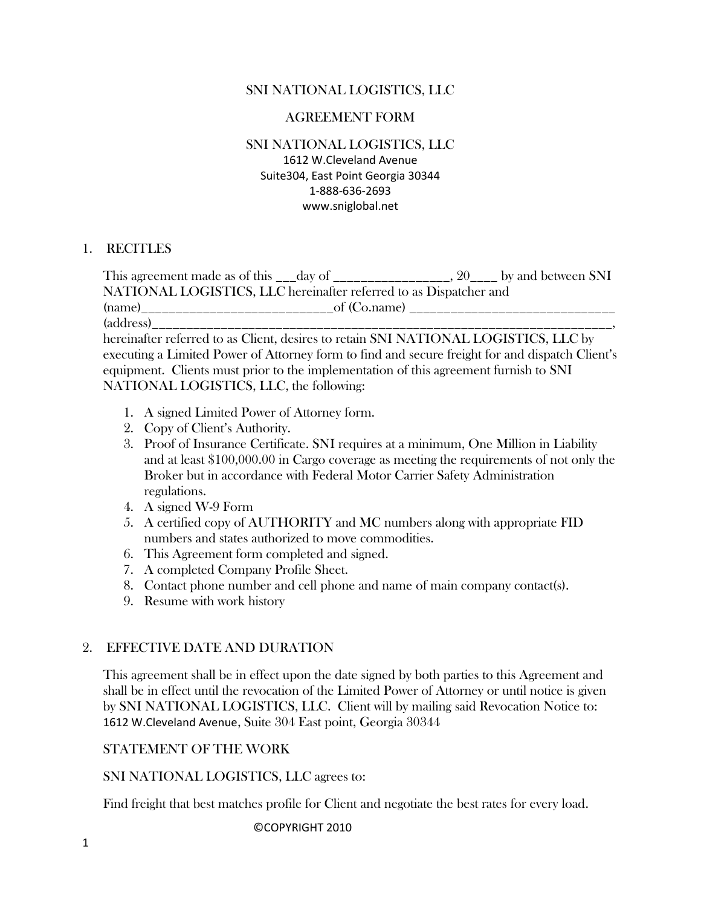SNI NATIONAL LOGISTICS, LLC

AGREEMENT FORM

SNI NATIONAL LOGISTICS, LLC
1612 W.Cleveland Avenue
Suite304, East Point Georgia 30344
1-888-636-2693
www.sniglobal.net

## 1. RECITLES

This agreement made as of this ___day of _________________, 20____ by and between SNI NATIONAL LOGISTICS, LLC hereinafter referred to as Dispatcher and (name)____________________________of (Co.name) ______________________________ (address)_________________________________________________________________, hereinafter referred to as Client, desires to retain SNI NATIONAL LOGISTICS, LLC by executing a Limited Power of Attorney form to find and secure freight for and dispatch Client's equipment. Clients must prior to the implementation of this agreement furnish to SNI NATIONAL LOGISTICS, LLC, the following:

1. A signed Limited Power of Attorney form.
2. Copy of Client's Authority.
3. Proof of Insurance Certificate. SNI requires at a minimum, One Million in Liability and at least $100,000.00 in Cargo coverage as meeting the requirements of not only the Broker but in accordance with Federal Motor Carrier Safety Administration regulations.
4. A signed W-9 Form
5. A certified copy of AUTHORITY and MC numbers along with appropriate FID numbers and states authorized to move commodities.
6. This Agreement form completed and signed.
7. A completed Company Profile Sheet.
8. Contact phone number and cell phone and name of main company contact(s).
9. Resume with work history

## 2. EFFECTIVE DATE AND DURATION

This agreement shall be in effect upon the date signed by both parties to this Agreement and shall be in effect until the revocation of the Limited Power of Attorney or until notice is given by SNI NATIONAL LOGISTICS, LLC. Client will by mailing said Revocation Notice to: 1612 W.Cleveland Avenue, Suite 304 East point, Georgia 30344

STATEMENT OF THE WORK

SNI NATIONAL LOGISTICS, LLC agrees to:

Find freight that best matches profile for Client and negotiate the best rates for every load.

©COPYRIGHT 2010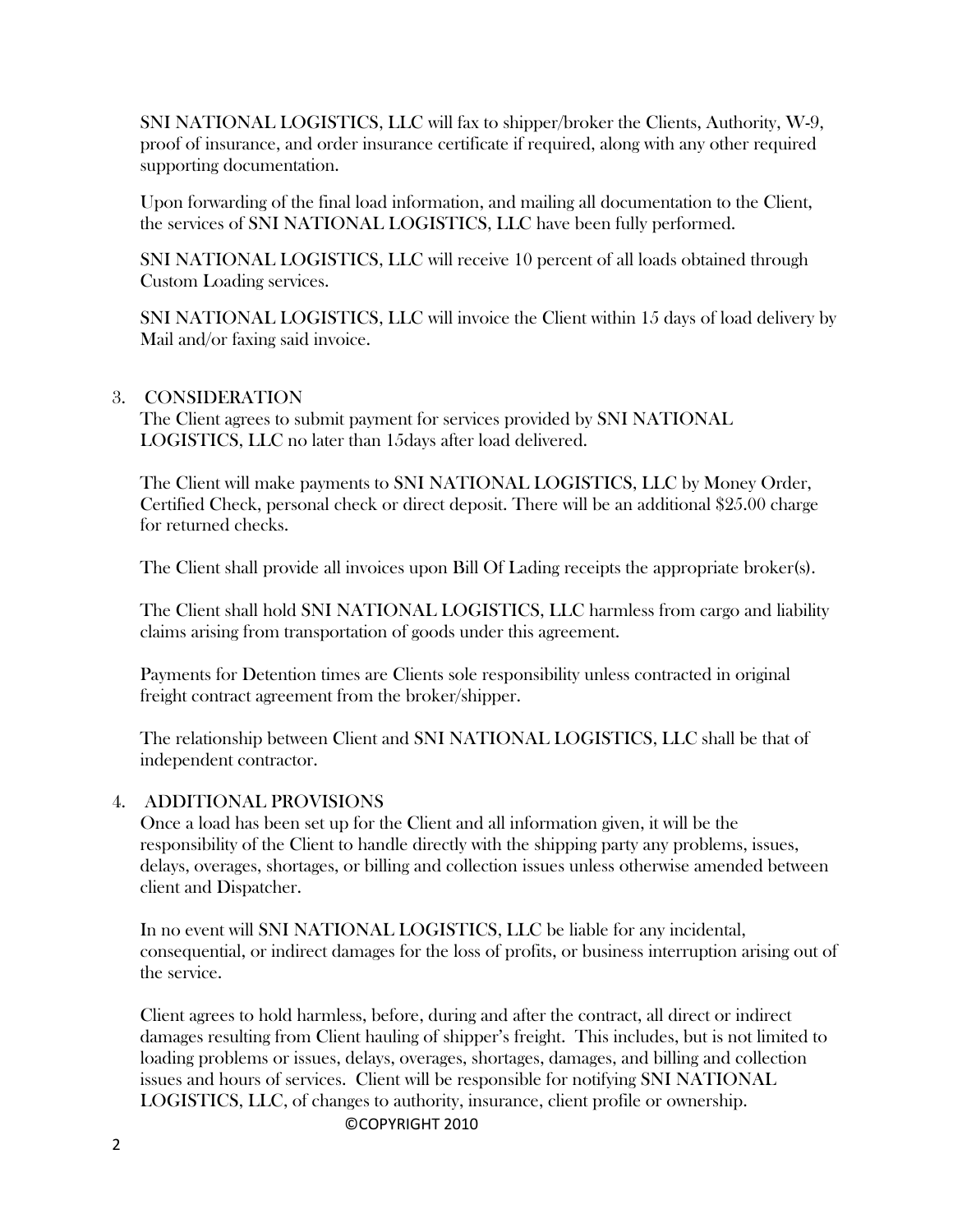SNI NATIONAL LOGISTICS, LLC will fax to shipper/broker the Clients, Authority, W-9, proof of insurance, and order insurance certificate if required, along with any other required supporting documentation.

Upon forwarding of the final load information, and mailing all documentation to the Client, the services of SNI NATIONAL LOGISTICS, LLC have been fully performed.

SNI NATIONAL LOGISTICS, LLC will receive 10 percent of all loads obtained through Custom Loading services.

SNI NATIONAL LOGISTICS, LLC will invoice the Client within 15 days of load delivery by Mail and/or faxing said invoice.

3. CONSIDERATION

The Client agrees to submit payment for services provided by SNI NATIONAL LOGISTICS, LLC no later than 15days after load delivered.

The Client will make payments to SNI NATIONAL LOGISTICS, LLC by Money Order, Certified Check, personal check or direct deposit. There will be an additional $25.00 charge for returned checks.

The Client shall provide all invoices upon Bill Of Lading receipts the appropriate broker(s).

The Client shall hold SNI NATIONAL LOGISTICS, LLC harmless from cargo and liability claims arising from transportation of goods under this agreement.

Payments for Detention times are Clients sole responsibility unless contracted in original freight contract agreement from the broker/shipper.

The relationship between Client and SNI NATIONAL LOGISTICS, LLC shall be that of independent contractor.

4. ADDITIONAL PROVISIONS

Once a load has been set up for the Client and all information given, it will be the responsibility of the Client to handle directly with the shipping party any problems, issues, delays, overages, shortages, or billing and collection issues unless otherwise amended between client and Dispatcher.

In no event will SNI NATIONAL LOGISTICS, LLC be liable for any incidental, consequential, or indirect damages for the loss of profits, or business interruption arising out of the service.

Client agrees to hold harmless, before, during and after the contract, all direct or indirect damages resulting from Client hauling of shipper's freight. This includes, but is not limited to loading problems or issues, delays, overages, shortages, damages, and billing and collection issues and hours of services. Client will be responsible for notifying SNI NATIONAL LOGISTICS, LLC, of changes to authority, insurance, client profile or ownership.

©COPYRIGHT 2010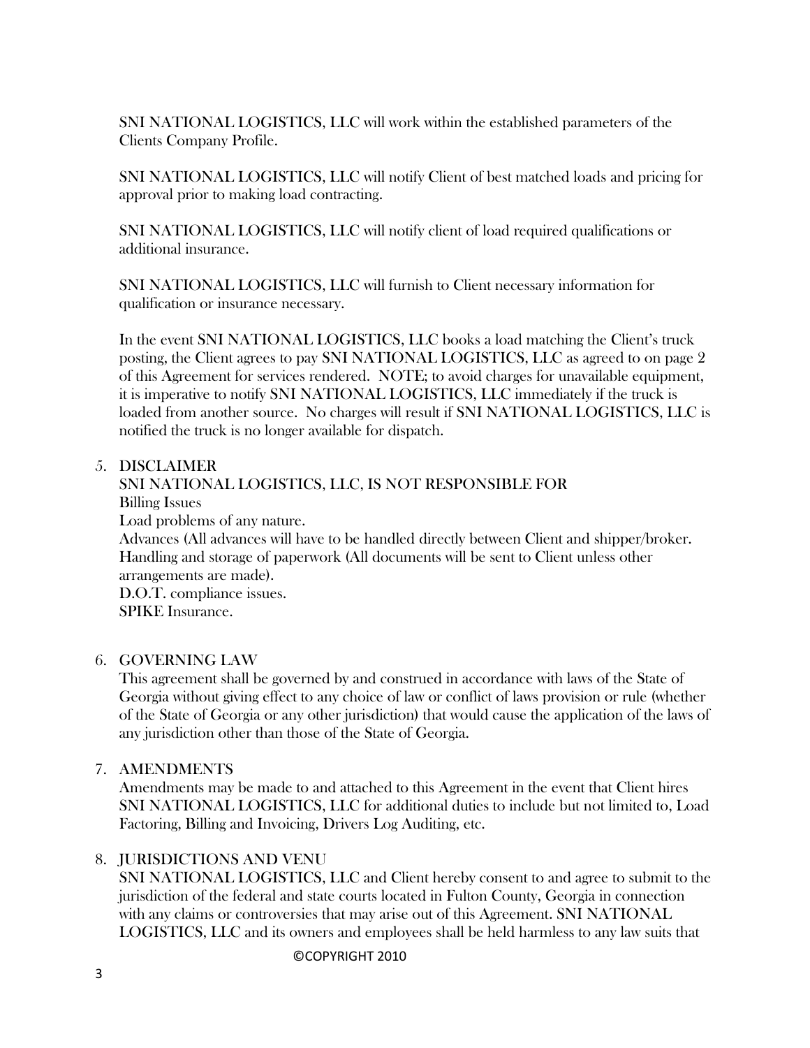SNI NATIONAL LOGISTICS, LLC will work within the established parameters of the Clients Company Profile.

SNI NATIONAL LOGISTICS, LLC will notify Client of best matched loads and pricing for approval prior to making load contracting.

SNI NATIONAL LOGISTICS, LLC will notify client of load required qualifications or additional insurance.

SNI NATIONAL LOGISTICS, LLC will furnish to Client necessary information for qualification or insurance necessary.

In the event SNI NATIONAL LOGISTICS, LLC books a load matching the Client's truck posting, the Client agrees to pay SNI NATIONAL LOGISTICS, LLC as agreed to on page 2 of this Agreement for services rendered. NOTE; to avoid charges for unavailable equipment, it is imperative to notify SNI NATIONAL LOGISTICS, LLC immediately if the truck is loaded from another source. No charges will result if SNI NATIONAL LOGISTICS, LLC is notified the truck is no longer available for dispatch.

5. DISCLAIMER

   SNI NATIONAL LOGISTICS, LLC, IS NOT RESPONSIBLE FOR
   Billing Issues
   Load problems of any nature.
   Advances (All advances will have to be handled directly between Client and shipper/broker.
   Handling and storage of paperwork (All documents will be sent to Client unless other arrangements are made).
   D.O.T. compliance issues.
   SPIKE Insurance.

6. GOVERNING LAW

   This agreement shall be governed by and construed in accordance with laws of the State of Georgia without giving effect to any choice of law or conflict of laws provision or rule (whether of the State of Georgia or any other jurisdiction) that would cause the application of the laws of any jurisdiction other than those of the State of Georgia.

7. AMENDMENTS

   Amendments may be made to and attached to this Agreement in the event that Client hires SNI NATIONAL LOGISTICS, LLC for additional duties to include but not limited to, Load Factoring, Billing and Invoicing, Drivers Log Auditing, etc.

8. JURISDICTIONS AND VENU

   SNI NATIONAL LOGISTICS, LLC and Client hereby consent to and agree to submit to the jurisdiction of the federal and state courts located in Fulton County, Georgia in connection with any claims or controversies that may arise out of this Agreement. SNI NATIONAL LOGISTICS, LLC and its owners and employees shall be held harmless to any law suits that

©COPYRIGHT 2010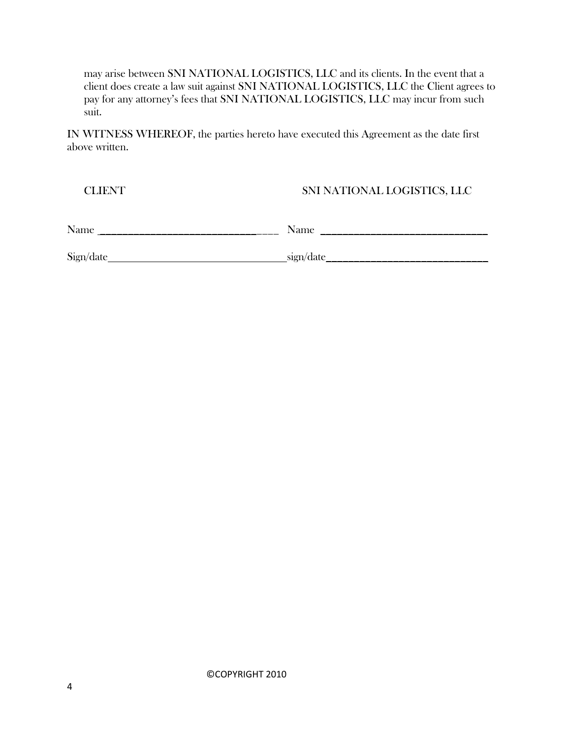may arise between SNI NATIONAL LOGISTICS, LLC and its clients. In the event that a client does create a law suit against SNI NATIONAL LOGISTICS, LLC the Client agrees to pay for any attorney's fees that SNI NATIONAL LOGISTICS, LLC may incur from such suit.

IN WITNESS WHEREOF, the parties hereto have executed this Agreement as the date first above written.

| CLIENT | SNI NATIONAL LOGISTICS, LLC |
|---|---|
| Name ______________________________ | Name ______________________________ |
| Sign/date______________________________ | sign/date______________________________ |

©COPYRIGHT 2010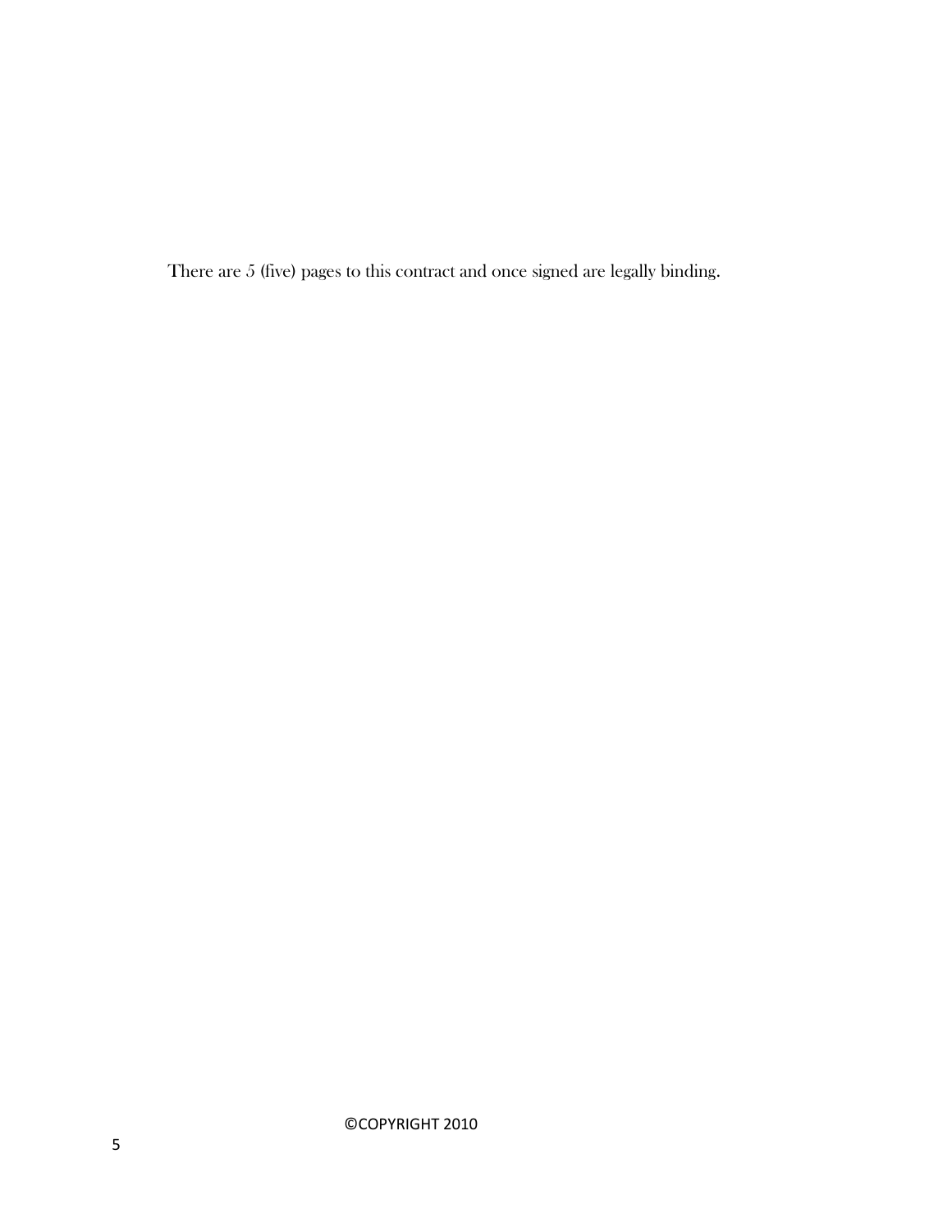There are 5 (five) pages to this contract and once signed are legally binding.

©COPYRIGHT 2010